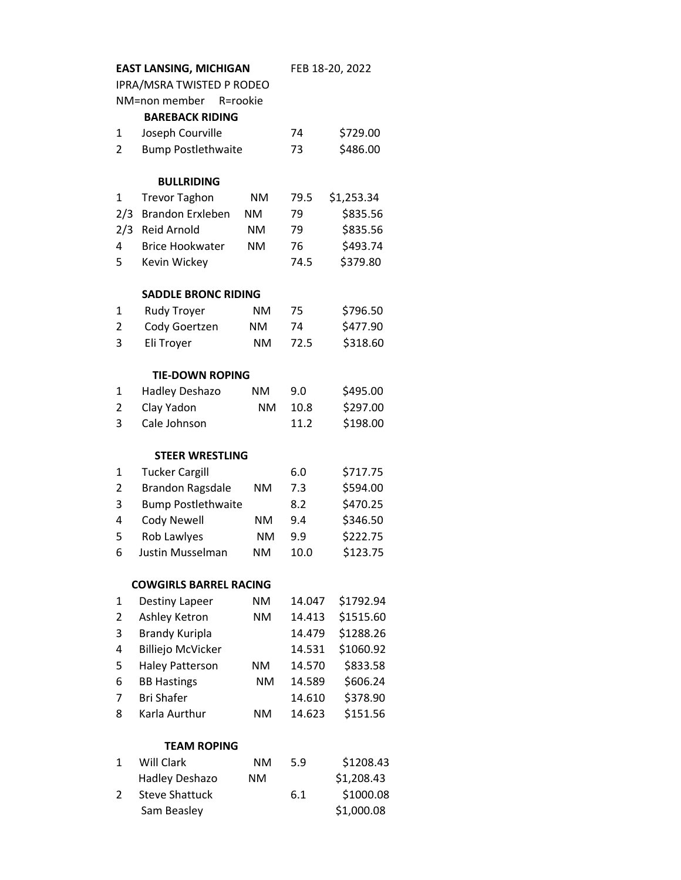**EAST LANSING, MICHIGAN** FEB 18-20, 2022

IPRA/MSRA TWISTED P RODEO

NM=non member R=rookie

**BAREBACK RIDING**

| | | | | |
|---|---|---|---|---|
| 1 | Joseph Courville | | 74 | $729.00 |
| 2 | Bump Postlethwaite | | 73 | $486.00 |

**BULLRIDING**

| | | | | |
|---|---|---|---|---|
| 1 | Trevor Taghon | NM | 79.5 | $1,253.34 |
| 2/3 | Brandon Erxleben | NM | 79 | $835.56 |
| 2/3 | Reid Arnold | NM | 79 | $835.56 |
| 4 | Brice Hookwater | NM | 76 | $493.74 |
| 5 | Kevin Wickey | | 74.5 | $379.80 |

**SADDLE BRONC RIDING**

| | | | | |
|---|---|---|---|---|
| 1 | Rudy Troyer | NM | 75 | $796.50 |
| 2 | Cody Goertzen | NM | 74 | $477.90 |
| 3 | Eli Troyer | NM | 72.5 | $318.60 |

**TIE-DOWN ROPING**

| | | | | |
|---|---|---|---|---|
| 1 | Hadley Deshazo | NM | 9.0 | $495.00 |
| 2 | Clay Yadon | NM | 10.8 | $297.00 |
| 3 | Cale Johnson | | 11.2 | $198.00 |

**STEER WRESTLING**

| | | | | |
|---|---|---|---|---|
| 1 | Tucker Cargill | | 6.0 | $717.75 |
| 2 | Brandon Ragsdale | NM | 7.3 | $594.00 |
| 3 | Bump Postlethwaite | | 8.2 | $470.25 |
| 4 | Cody Newell | NM | 9.4 | $346.50 |
| 5 | Rob Lawlyes | NM | 9.9 | $222.75 |
| 6 | Justin Musselman | NM | 10.0 | $123.75 |

**COWGIRLS BARREL RACING**

| | | | | |
|---|---|---|---|---|
| 1 | Destiny Lapeer | NM | 14.047 | $1792.94 |
| 2 | Ashley Ketron | NM | 14.413 | $1515.60 |
| 3 | Brandy Kuripla | | 14.479 | $1288.26 |
| 4 | Billiejo McVicker | | 14.531 | $1060.92 |
| 5 | Haley Patterson | NM | 14.570 | $833.58 |
| 6 | BB Hastings | NM | 14.589 | $606.24 |
| 7 | Bri Shafer | | 14.610 | $378.90 |
| 8 | Karla Aurthur | NM | 14.623 | $151.56 |

**TEAM ROPING**

| | | | | |
|---|---|---|---|---|
| 1 | Will Clark | NM | 5.9 | $1208.43 |
| | Hadley Deshazo | NM | | $1,208.43 |
| 2 | Steve Shattuck | | 6.1 | $1000.08 |
| | Sam Beasley | | | $1,000.08 |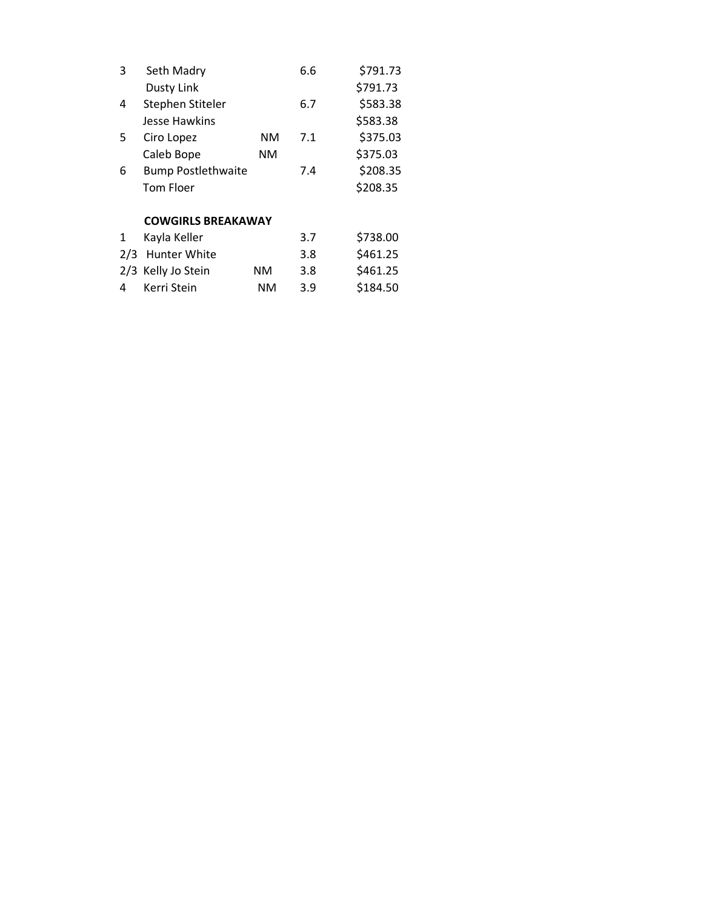| | | | | |
|---|---|---|---|---|
| 3 | Seth Madry | | 6.6 | $791.73 |
| | Dusty Link | | | $791.73 |
| 4 | Stephen Stiteler | | 6.7 | $583.38 |
| | Jesse Hawkins | | | $583.38 |
| 5 | Ciro Lopez | NM | 7.1 | $375.03 |
| | Caleb Bope | NM | | $375.03 |
| 6 | Bump Postlethwaite | | 7.4 | $208.35 |
| | Tom Floer | | | $208.35 |

**COWGIRLS BREAKAWAY**

| | | | | |
|---|---|---|---|---|
| 1 | Kayla Keller | | 3.7 | $738.00 |
| 2/3 | Hunter White | | 3.8 | $461.25 |
| 2/3 | Kelly Jo Stein | NM | 3.8 | $461.25 |
| 4 | Kerri Stein | NM | 3.9 | $184.50 |